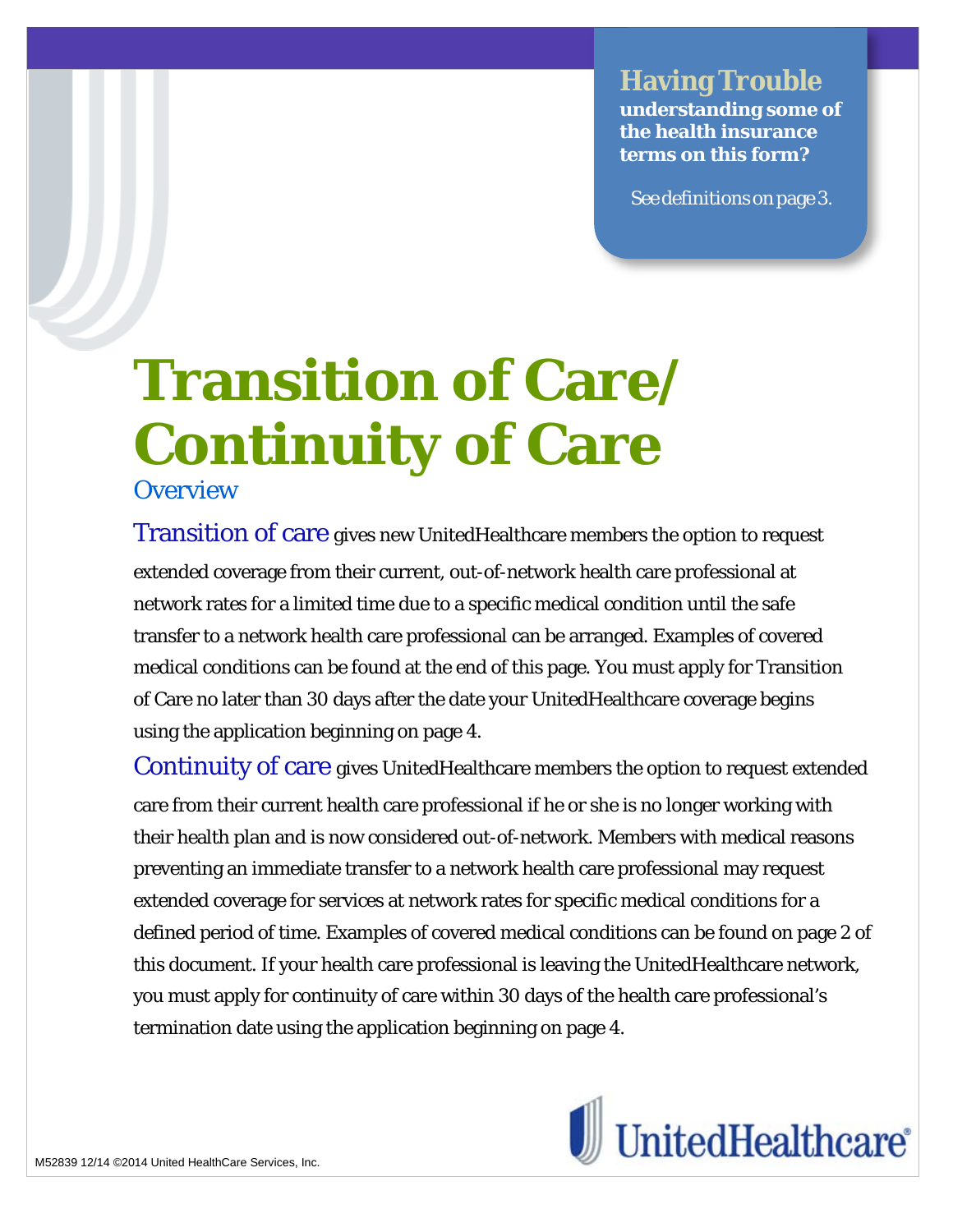**Having Trouble**
**understanding some of the health insurance terms on this form?**

See definitions on page 3.

# Transition of Care/ Continuity of Care

## Overview

**Transition of care** gives new UnitedHealthcare members the option to request extended coverage from their current, out-of-network health care professional at network rates for a limited time due to a specific medical condition until the safe transfer to a network health care professional can be arranged. Examples of covered medical conditions can be found at the end of this page. You must apply for Transition of Care no later than 30 days after the date your UnitedHealthcare coverage begins using the application beginning on page 4.

**Continuity of care** gives UnitedHealthcare members the option to request extended care from their current health care professional if he or she is no longer working with their health plan and is now considered out-of-network. Members with medical reasons preventing an immediate transfer to a network health care professional may request extended coverage for services at network rates for specific medical conditions for a defined period of time. Examples of covered medical conditions can be found on page 2 of this document. If your health care professional is leaving the UnitedHealthcare network, you must apply for continuity of care within 30 days of the health care professional's termination date using the application beginning on page 4.

M52839 12/14 ©2014 United HealthCare Services, Inc.

UnitedHealthcare®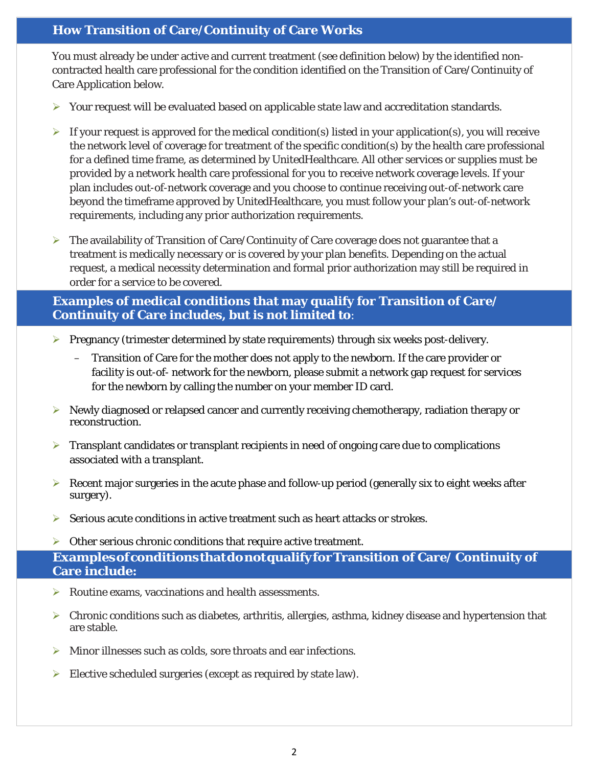## How Transition of Care/Continuity of Care Works

You must already be under active and current treatment (see definition below) by the identified non-contracted health care professional for the condition identified on the Transition of Care/Continuity of Care Application below.

- Your request will be evaluated based on applicable state law and accreditation standards.
- If your request is approved for the medical condition(s) listed in your application(s), you will receive the network level of coverage for treatment of the specific condition(s) by the health care professional for a defined time frame, as determined by UnitedHealthcare. All other services or supplies must be provided by a network health care professional for you to receive network coverage levels. If your plan includes out-of-network coverage and you choose to continue receiving out-of-network care beyond the timeframe approved by UnitedHealthcare, you must follow your plan's out-of-network requirements, including any prior authorization requirements.
- The availability of Transition of Care/Continuity of Care coverage does not guarantee that a treatment is medically necessary or is covered by your plan benefits. Depending on the actual request, a medical necessity determination and formal prior authorization may still be required in order for a service to be covered.

## Examples of medical conditions that may qualify for Transition of Care/ Continuity of Care includes, but is not limited to:

- Pregnancy (trimester determined by state requirements) through six weeks post-delivery.
  - Transition of Care for the mother does not apply to the newborn. If the care provider or facility is out-of- network for the newborn, please submit a network gap request for services for the newborn by calling the number on your member ID card.
- Newly diagnosed or relapsed cancer and currently receiving chemotherapy, radiation therapy or reconstruction.
- Transplant candidates or transplant recipients in need of ongoing care due to complications associated with a transplant.
- Recent major surgeries in the acute phase and follow-up period (generally six to eight weeks after surgery).
- Serious acute conditions in active treatment such as heart attacks or strokes.
- Other serious chronic conditions that require active treatment.

## Examples of conditions that do not qualify for Transition of Care/ Continuity of Care include:

- Routine exams, vaccinations and health assessments.
- Chronic conditions such as diabetes, arthritis, allergies, asthma, kidney disease and hypertension that are stable.
- Minor illnesses such as colds, sore throats and ear infections.
- Elective scheduled surgeries (except as required by state law).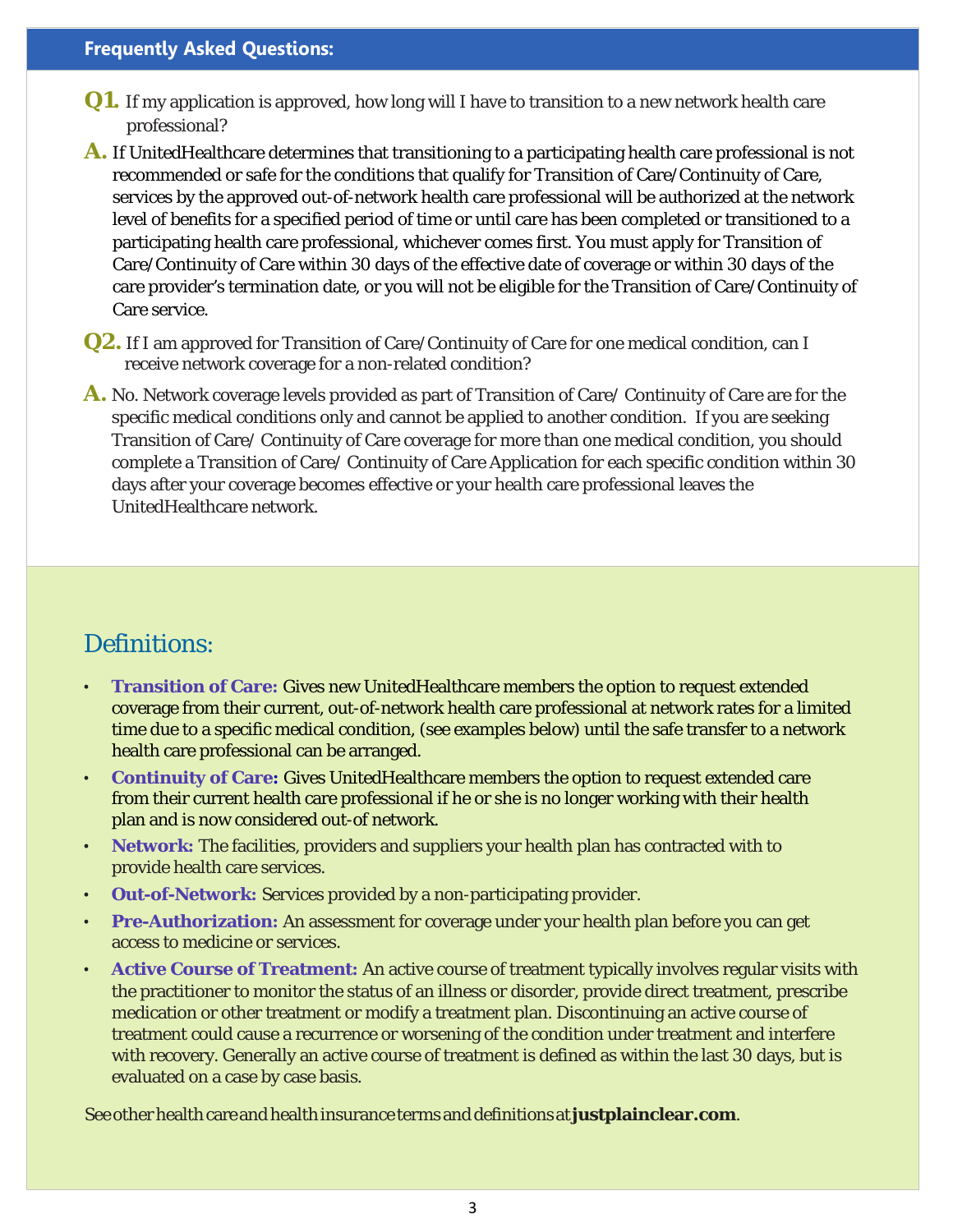## Frequently Asked Questions:

**Q1.** If my application is approved, how long will I have to transition to a new network health care professional?

**A.** If UnitedHealthcare determines that transitioning to a participating health care professional is not recommended or safe for the conditions that qualify for Transition of Care/Continuity of Care, services by the approved out-of-network health care professional will be authorized at the network level of benefits for a specified period of time or until care has been completed or transitioned to a participating health care professional, whichever comes first. You must apply for Transition of Care/Continuity of Care within 30 days of the effective date of coverage or within 30 days of the care provider's termination date, or you will not be eligible for the Transition of Care/Continuity of Care service.

**Q2.** If I am approved for Transition of Care/Continuity of Care for one medical condition, can I receive network coverage for a non-related condition?

**A.** No. Network coverage levels provided as part of Transition of Care/ Continuity of Care are for the specific medical conditions only and cannot be applied to another condition. If you are seeking Transition of Care/ Continuity of Care coverage for more than one medical condition, you should complete a Transition of Care/ Continuity of Care Application for each specific condition within 30 days after your coverage becomes effective or your health care professional leaves the UnitedHealthcare network.

## Definitions:

- **Transition of Care:** Gives new UnitedHealthcare members the option to request extended coverage from their current, out-of-network health care professional at network rates for a limited time due to a specific medical condition, (see examples below) until the safe transfer to a network health care professional can be arranged.
- **Continuity of Care:** Gives UnitedHealthcare members the option to request extended care from their current health care professional if he or she is no longer working with their health plan and is now considered out-of network.
- **Network:** The facilities, providers and suppliers your health plan has contracted with to provide health care services.
- **Out-of-Network:** Services provided by a non-participating provider.
- **Pre-Authorization:** An assessment for coverage under your health plan before you can get access to medicine or services.
- **Active Course of Treatment:** An active course of treatment typically involves regular visits with the practitioner to monitor the status of an illness or disorder, provide direct treatment, prescribe medication or other treatment or modify a treatment plan. Discontinuing an active course of treatment could cause a recurrence or worsening of the condition under treatment and interfere with recovery. Generally an active course of treatment is defined as within the last 30 days, but is evaluated on a case by case basis.

See other health care and health insurance terms and definitions at **justplainclear.com**.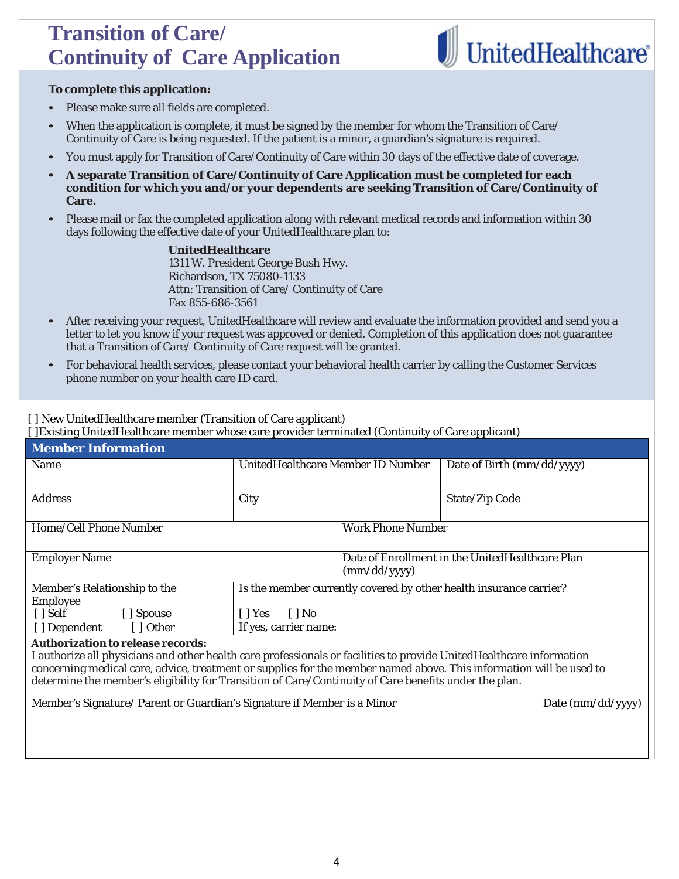# Transition of Care/ Continuity of Care Application

UnitedHealthcare®

**To complete this application:**

- Please make sure all fields are completed.
- When the application is complete, it must be signed by the member for whom the Transition of Care/ Continuity of Care is being requested. If the patient is a minor, a guardian's signature is required.
- You must apply for Transition of Care/Continuity of Care within 30 days of the effective date of coverage.
- **A separate Transition of Care/Continuity of Care Application must be completed for each condition for which you and/or your dependents are seeking Transition of Care/Continuity of Care.**
- Please mail or fax the completed application along with relevant medical records and information within 30 days following the effective date of your UnitedHealthcare plan to:

  **UnitedHealthcare**
  1311 W. President George Bush Hwy.
  Richardson, TX 75080-1133
  Attn: Transition of Care/ Continuity of Care
  Fax 855-686-3561

- After receiving your request, UnitedHealthcare will review and evaluate the information provided and send you a letter to let you know if your request was approved or denied. Completion of this application does not guarantee that a Transition of Care/ Continuity of Care request will be granted.
- For behavioral health services, please contact your behavioral health carrier by calling the Customer Services phone number on your health care ID card.

[ ] New UnitedHealthcare member (Transition of Care applicant)
[ ]Existing UnitedHealthcare member whose care provider terminated (Continuity of Care applicant)

## Member Information

| Name | UnitedHealthcare Member ID Number | Date of Birth (mm/dd/yyyy) |
|---|---|---|
| Address | City | State/Zip Code |

| Home/Cell Phone Number | Work Phone Number |
|---|---|
| Employer Name | Date of Enrollment in the UnitedHealthcare Plan (mm/dd/yyyy) |

| Member's Relationship to the Employee | Is the member currently covered by other health insurance carrier? |
|---|---|
| [ ] Self [ ] Spouse<br>[ ] Dependent [ ] Other | [ ] Yes [ ] No<br>If yes, carrier name: |

**Authorization to release records:**
I authorize all physicians and other health care professionals or facilities to provide UnitedHealthcare information concerning medical care, advice, treatment or supplies for the member named above. This information will be used to determine the member's eligibility for Transition of Care/Continuity of Care benefits under the plan.

| Member's Signature/ Parent or Guardian's Signature if Member is a Minor | Date (mm/dd/yyyy) |
|---|---|
| | |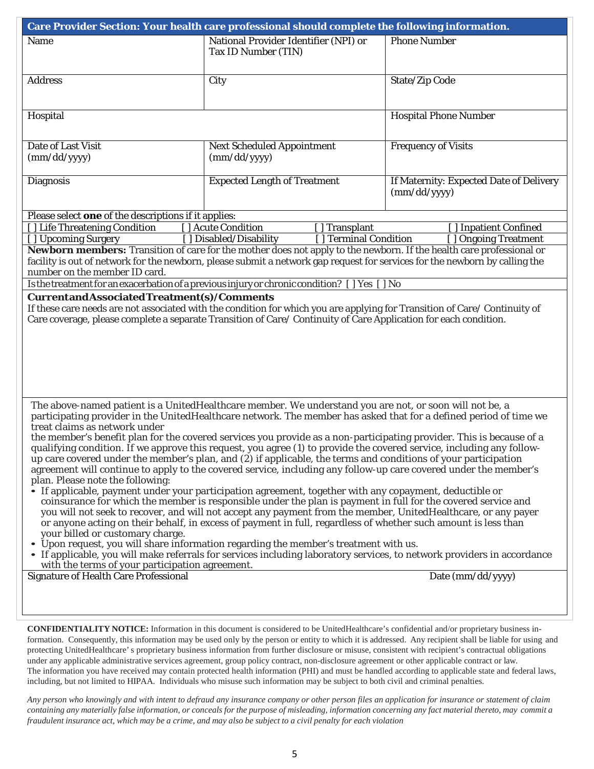## Care Provider Section: Your health care professional should complete the following information.

| | | |
|---|---|---|
| Name | National Provider Identifier (NPI) or Tax ID Number (TIN) | Phone Number |
| Address | City | State/Zip Code |
| Hospital | | Hospital Phone Number |
| Date of Last Visit (mm/dd/yyyy) | Next Scheduled Appointment (mm/dd/yyyy) | Frequency of Visits |
| Diagnosis | Expected Length of Treatment | If Maternity: Expected Date of Delivery (mm/dd/yyyy) |

Please select **one** of the descriptions if it applies:

| | | | |
|---|---|---|---|
| [ ] Life Threatening Condition | [ ] Acute Condition | [ ] Transplant | [ ] Inpatient Confined |
| [ ] Upcoming Surgery | [ ] Disabled/Disability | [ ] Terminal Condition | [ ] Ongoing Treatment |

**Newborn members:** Transition of care for the mother does not apply to the newborn. If the health care professional or facility is out of network for the newborn, please submit a network gap request for services for the newborn by calling the number on the member ID card.

Is the treatment for an exacerbation of a previous injury or chronic condition? [ ] Yes [ ] No

**Current and Associated Treatment(s)/Comments**

If these care needs are not associated with the condition for which you are applying for Transition of Care/ Continuity of Care coverage, please complete a separate Transition of Care/ Continuity of Care Application for each condition.

The above-named patient is a UnitedHealthcare member. We understand you are not, or soon will not be, a participating provider in the UnitedHealthcare network. The member has asked that for a defined period of time we treat claims as network under the member's benefit plan for the covered services you provide as a non-participating provider. This is because of a qualifying condition. If we approve this request, you agree (1) to provide the covered service, including any follow-up care covered under the member's plan, and (2) if applicable, the terms and conditions of your participation agreement will continue to apply to the covered service, including any follow-up care covered under the member's plan. Please note the following:

- If applicable, payment under your participation agreement, together with any copayment, deductible or coinsurance for which the member is responsible under the plan is payment in full for the covered service and you will not seek to recover, and will not accept any payment from the member, UnitedHealthcare, or any payer or anyone acting on their behalf, in excess of payment in full, regardless of whether such amount is less than your billed or customary charge.
- Upon request, you will share information regarding the member's treatment with us.
- If applicable, you will make referrals for services including laboratory services, to network providers in accordance with the terms of your participation agreement.

| | |
|---|---|
| Signature of Health Care Professional | Date (mm/dd/yyyy) |

**CONFIDENTIALITY NOTICE:** Information in this document is considered to be UnitedHealthcare's confidential and/or proprietary business information. Consequently, this information may be used only by the person or entity to which it is addressed. Any recipient shall be liable for using and protecting UnitedHealthcare' s proprietary business information from further disclosure or misuse, consistent with recipient's contractual obligations under any applicable administrative services agreement, group policy contract, non-disclosure agreement or other applicable contract or law. The information you have received may contain protected health information (PHI) and must be handled according to applicable state and federal laws, including, but not limited to HIPAA. Individuals who misuse such information may be subject to both civil and criminal penalties.

*Any person who knowingly and with intent to defraud any insurance company or other person files an application for insurance or statement of claim containing any materially false information, or conceals for the purpose of misleading, information concerning any fact material thereto, may commit a fraudulent insurance act, which may be a crime, and may also be subject to a civil penalty for each violation*